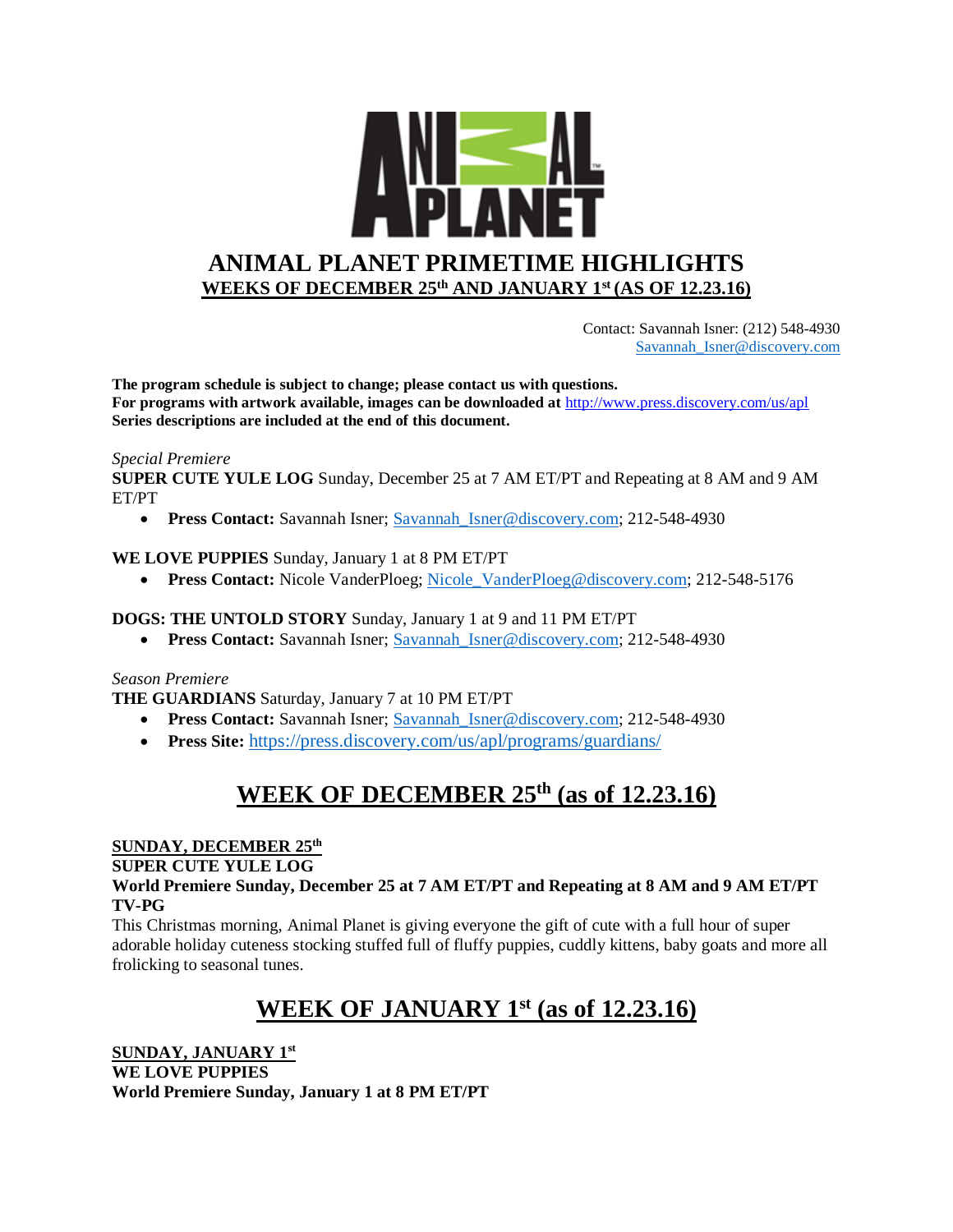# ANIMAL PLANET PRIMETIME HIGHLIGHTS

## WEEKS OF DECEMBER 25th AND JANUARY 1st (AS OF 12.23.16)

Contact: Savannah Isner: (212) 548-4930
Savannah_Isner@discovery.com

**The program schedule is subject to change; please contact us with questions.**
**For programs with artwork available, images can be downloaded at** http://www.press.discovery.com/us/apl
**Series descriptions are included at the end of this document.**

*Special Premiere*
**SUPER CUTE YULE LOG** Sunday, December 25 at 7 AM ET/PT and Repeating at 8 AM and 9 AM ET/PT

- **Press Contact:** Savannah Isner; Savannah_Isner@discovery.com; 212-548-4930

**WE LOVE PUPPIES** Sunday, January 1 at 8 PM ET/PT

- **Press Contact:** Nicole VanderPloeg; Nicole_VanderPloeg@discovery.com; 212-548-5176

**DOGS: THE UNTOLD STORY** Sunday, January 1 at 9 and 11 PM ET/PT

- **Press Contact:** Savannah Isner; Savannah_Isner@discovery.com; 212-548-4930

*Season Premiere*
**THE GUARDIANS** Saturday, January 7 at 10 PM ET/PT

- **Press Contact:** Savannah Isner; Savannah_Isner@discovery.com; 212-548-4930
- **Press Site:** https://press.discovery.com/us/apl/programs/guardians/

## WEEK OF DECEMBER 25th (as of 12.23.16)

**SUNDAY, DECEMBER 25th**
**SUPER CUTE YULE LOG**
**World Premiere Sunday, December 25 at 7 AM ET/PT and Repeating at 8 AM and 9 AM ET/PT**
**TV-PG**
This Christmas morning, Animal Planet is giving everyone the gift of cute with a full hour of super adorable holiday cuteness stocking stuffed full of fluffy puppies, cuddly kittens, baby goats and more all frolicking to seasonal tunes.

## WEEK OF JANUARY 1st (as of 12.23.16)

**SUNDAY, JANUARY 1st**
**WE LOVE PUPPIES**
**World Premiere Sunday, January 1 at 8 PM ET/PT**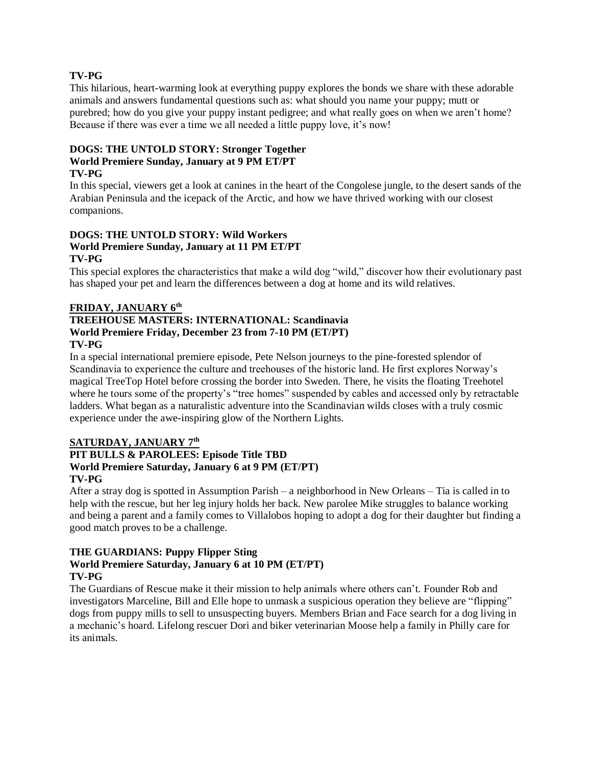**TV-PG**

This hilarious, heart-warming look at everything puppy explores the bonds we share with these adorable animals and answers fundamental questions such as: what should you name your puppy; mutt or purebred; how do you give your puppy instant pedigree; and what really goes on when we aren't home? Because if there was ever a time we all needed a little puppy love, it's now!

**DOGS: THE UNTOLD STORY: Stronger Together**
**World Premiere Sunday, January at 9 PM ET/PT**
**TV-PG**

In this special, viewers get a look at canines in the heart of the Congolese jungle, to the desert sands of the Arabian Peninsula and the icepack of the Arctic, and how we have thrived working with our closest companions.

**DOGS: THE UNTOLD STORY: Wild Workers**
**World Premiere Sunday, January at 11 PM ET/PT**
**TV-PG**

This special explores the characteristics that make a wild dog "wild," discover how their evolutionary past has shaped your pet and learn the differences between a dog at home and its wild relatives.

## FRIDAY, JANUARY 6th

**TREEHOUSE MASTERS: INTERNATIONAL: Scandinavia**
**World Premiere Friday, December 23 from 7-10 PM (ET/PT)**
**TV-PG**

In a special international premiere episode, Pete Nelson journeys to the pine-forested splendor of Scandinavia to experience the culture and treehouses of the historic land. He first explores Norway's magical TreeTop Hotel before crossing the border into Sweden. There, he visits the floating Treehotel where he tours some of the property's "tree homes" suspended by cables and accessed only by retractable ladders. What began as a naturalistic adventure into the Scandinavian wilds closes with a truly cosmic experience under the awe-inspiring glow of the Northern Lights.

## SATURDAY, JANUARY 7th

**PIT BULLS & PAROLEES: Episode Title TBD**
**World Premiere Saturday, January 6 at 9 PM (ET/PT)**
**TV-PG**

After a stray dog is spotted in Assumption Parish – a neighborhood in New Orleans – Tia is called in to help with the rescue, but her leg injury holds her back. New parolee Mike struggles to balance working and being a parent and a family comes to Villalobos hoping to adopt a dog for their daughter but finding a good match proves to be a challenge.

**THE GUARDIANS: Puppy Flipper Sting**
**World Premiere Saturday, January 6 at 10 PM (ET/PT)**
**TV-PG**

The Guardians of Rescue make it their mission to help animals where others can't. Founder Rob and investigators Marceline, Bill and Elle hope to unmask a suspicious operation they believe are "flipping" dogs from puppy mills to sell to unsuspecting buyers. Members Brian and Face search for a dog living in a mechanic's hoard. Lifelong rescuer Dori and biker veterinarian Moose help a family in Philly care for its animals.